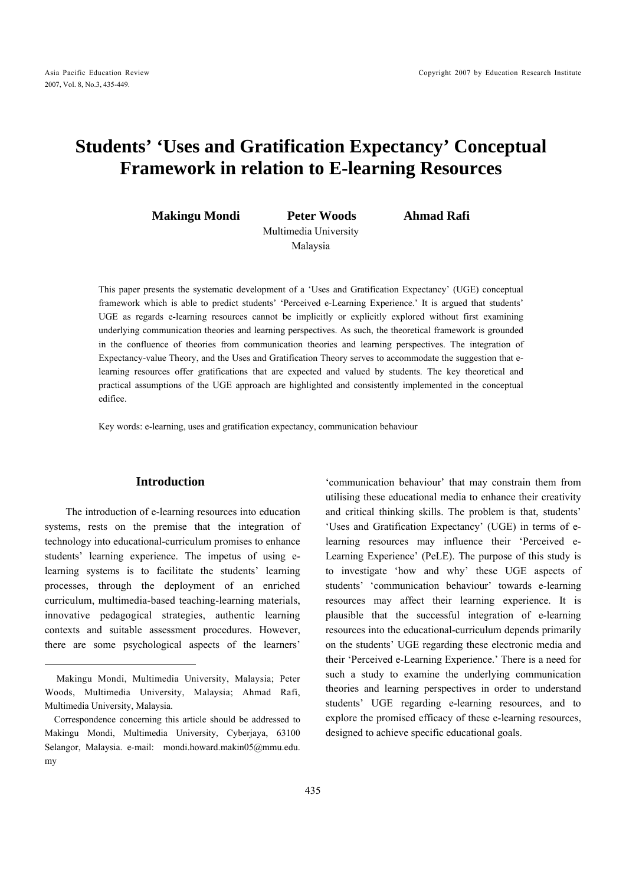# Students' 'Uses and Gratification Expectancy' Conceptual Framework in relation to E-learning Resources

**Makingu Mondi** **Peter Woods** **Ahmad Rafi**

Multimedia University
Malaysia

This paper presents the systematic development of a 'Uses and Gratification Expectancy' (UGE) conceptual framework which is able to predict students' 'Perceived e-Learning Experience.' It is argued that students' UGE as regards e-learning resources cannot be implicitly or explicitly explored without first examining underlying communication theories and learning perspectives. As such, the theoretical framework is grounded in the confluence of theories from communication theories and learning perspectives. The integration of Expectancy-value Theory, and the Uses and Gratification Theory serves to accommodate the suggestion that e-learning resources offer gratifications that are expected and valued by students. The key theoretical and practical assumptions of the UGE approach are highlighted and consistently implemented in the conceptual edifice.

Key words: e-learning, uses and gratification expectancy, communication behaviour

## Introduction

The introduction of e-learning resources into education systems, rests on the premise that the integration of technology into educational-curriculum promises to enhance students' learning experience. The impetus of using e-learning systems is to facilitate the students' learning processes, through the deployment of an enriched curriculum, multimedia-based teaching-learning materials, innovative pedagogical strategies, authentic learning contexts and suitable assessment procedures. However, there are some psychological aspects of the learners' 'communication behaviour' that may constrain them from utilising these educational media to enhance their creativity and critical thinking skills. The problem is that, students' 'Uses and Gratification Expectancy' (UGE) in terms of e-learning resources may influence their 'Perceived e-Learning Experience' (PeLE). The purpose of this study is to investigate 'how and why' these UGE aspects of students' 'communication behaviour' towards e-learning resources may affect their learning experience. It is plausible that the successful integration of e-learning resources into the educational-curriculum depends primarily on the students' UGE regarding these electronic media and their 'Perceived e-Learning Experience.' There is a need for such a study to examine the underlying communication theories and learning perspectives in order to understand students' UGE regarding e-learning resources, and to explore the promised efficacy of these e-learning resources, designed to achieve specific educational goals.

---

Makingu Mondi, Multimedia University, Malaysia; Peter Woods, Multimedia University, Malaysia; Ahmad Rafi, Multimedia University, Malaysia.

Correspondence concerning this article should be addressed to Makingu Mondi, Multimedia University, Cyberjaya, 63100 Selangor, Malaysia. e-mail: mondi.howard.makin05@mmu.edu.my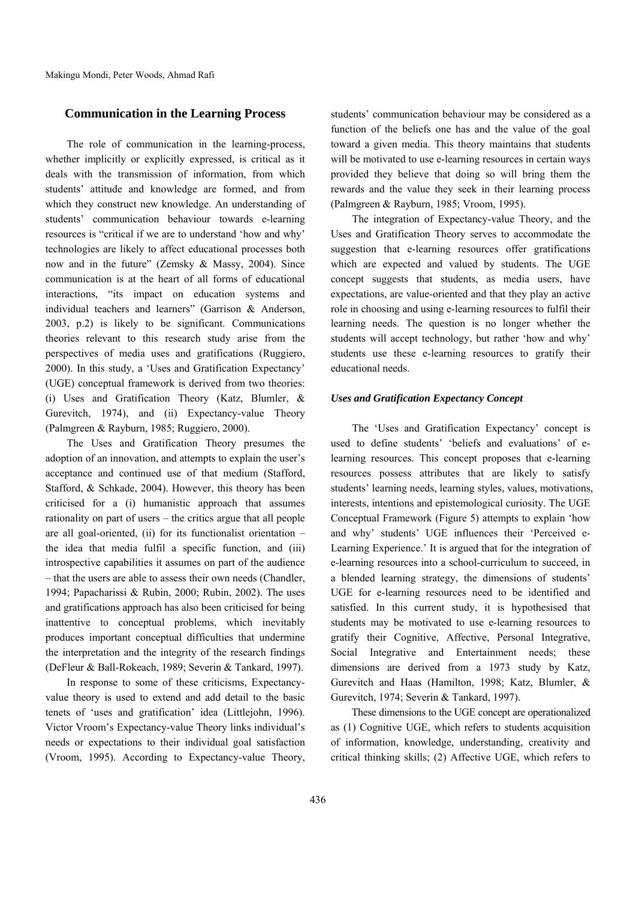## Communication in the Learning Process

The role of communication in the learning-process, whether implicitly or explicitly expressed, is critical as it deals with the transmission of information, from which students' attitude and knowledge are formed, and from which they construct new knowledge. An understanding of students' communication behaviour towards e-learning resources is "critical if we are to understand 'how and why' technologies are likely to affect educational processes both now and in the future" (Zemsky & Massy, 2004). Since communication is at the heart of all forms of educational interactions, "its impact on education systems and individual teachers and learners" (Garrison & Anderson, 2003, p.2) is likely to be significant. Communications theories relevant to this research study arise from the perspectives of media uses and gratifications (Ruggiero, 2000). In this study, a 'Uses and Gratification Expectancy' (UGE) conceptual framework is derived from two theories: (i) Uses and Gratification Theory (Katz, Blumler, & Gurevitch, 1974), and (ii) Expectancy-value Theory (Palmgreen & Rayburn, 1985; Ruggiero, 2000).

The Uses and Gratification Theory presumes the adoption of an innovation, and attempts to explain the user's acceptance and continued use of that medium (Stafford, Stafford, & Schkade, 2004). However, this theory has been criticised for a (i) humanistic approach that assumes rationality on part of users – the critics argue that all people are all goal-oriented, (ii) for its functionalist orientation – the idea that media fulfil a specific function, and (iii) introspective capabilities it assumes on part of the audience – that the users are able to assess their own needs (Chandler, 1994; Papacharissi & Rubin, 2000; Rubin, 2002). The uses and gratifications approach has also been criticised for being inattentive to conceptual problems, which inevitably produces important conceptual difficulties that undermine the interpretation and the integrity of the research findings (DeFleur & Ball-Rokeach, 1989; Severin & Tankard, 1997).

In response to some of these criticisms, Expectancy-value theory is used to extend and add detail to the basic tenets of 'uses and gratification' idea (Littlejohn, 1996). Victor Vroom's Expectancy-value Theory links individual's needs or expectations to their individual goal satisfaction (Vroom, 1995). According to Expectancy-value Theory, students' communication behaviour may be considered as a function of the beliefs one has and the value of the goal toward a given media. This theory maintains that students will be motivated to use e-learning resources in certain ways provided they believe that doing so will bring them the rewards and the value they seek in their learning process (Palmgreen & Rayburn, 1985; Vroom, 1995).

The integration of Expectancy-value Theory, and the Uses and Gratification Theory serves to accommodate the suggestion that e-learning resources offer gratifications which are expected and valued by students. The UGE concept suggests that students, as media users, have expectations, are value-oriented and that they play an active role in choosing and using e-learning resources to fulfil their learning needs. The question is no longer whether the students will accept technology, but rather 'how and why' students use these e-learning resources to gratify their educational needs.

### *Uses and Gratification Expectancy Concept*

The 'Uses and Gratification Expectancy' concept is used to define students' 'beliefs and evaluations' of e-learning resources. This concept proposes that e-learning resources possess attributes that are likely to satisfy students' learning needs, learning styles, values, motivations, interests, intentions and epistemological curiosity. The UGE Conceptual Framework (Figure 5) attempts to explain 'how and why' students' UGE influences their 'Perceived e-Learning Experience.' It is argued that for the integration of e-learning resources into a school-curriculum to succeed, in a blended learning strategy, the dimensions of students' UGE for e-learning resources need to be identified and satisfied. In this current study, it is hypothesised that students may be motivated to use e-learning resources to gratify their Cognitive, Affective, Personal Integrative, Social Integrative and Entertainment needs; these dimensions are derived from a 1973 study by Katz, Gurevitch and Haas (Hamilton, 1998; Katz, Blumler, & Gurevitch, 1974; Severin & Tankard, 1997).

These dimensions to the UGE concept are operationalized as (1) Cognitive UGE, which refers to students acquisition of information, knowledge, understanding, creativity and critical thinking skills; (2) Affective UGE, which refers to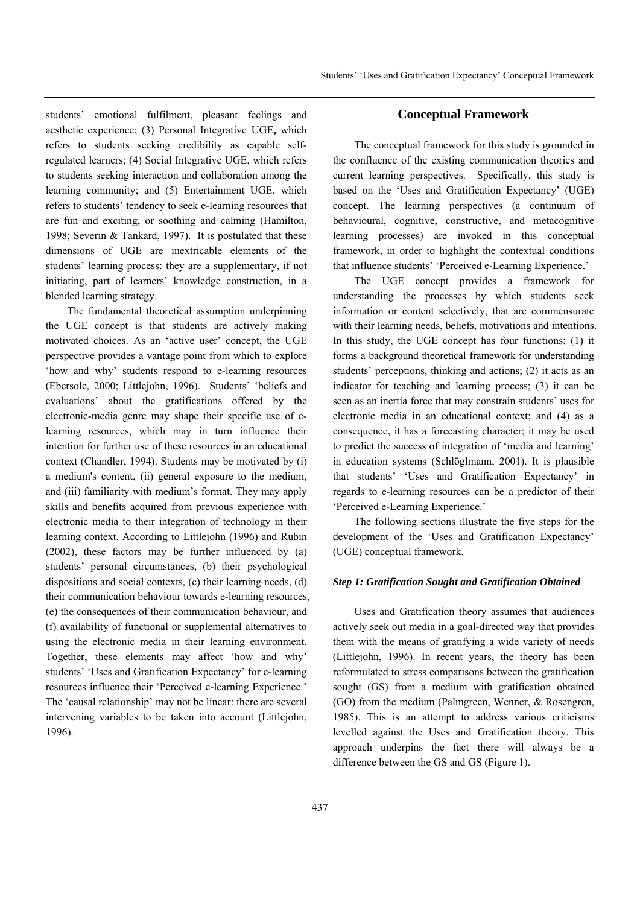students' emotional fulfilment, pleasant feelings and aesthetic experience; (3) Personal Integrative UGE**,** which refers to students seeking credibility as capable self-regulated learners; (4) Social Integrative UGE, which refers to students seeking interaction and collaboration among the learning community; and (5) Entertainment UGE, which refers to students' tendency to seek e-learning resources that are fun and exciting, or soothing and calming (Hamilton, 1998; Severin & Tankard, 1997). It is postulated that these dimensions of UGE are inextricable elements of the students' learning process: they are a supplementary, if not initiating, part of learners' knowledge construction, in a blended learning strategy.

The fundamental theoretical assumption underpinning the UGE concept is that students are actively making motivated choices. As an 'active user' concept, the UGE perspective provides a vantage point from which to explore 'how and why' students respond to e-learning resources (Ebersole, 2000; Littlejohn, 1996). Students' 'beliefs and evaluations' about the gratifications offered by the electronic-media genre may shape their specific use of e-learning resources, which may in turn influence their intention for further use of these resources in an educational context (Chandler, 1994). Students may be motivated by (i) a medium's content, (ii) general exposure to the medium, and (iii) familiarity with medium's format. They may apply skills and benefits acquired from previous experience with electronic media to their integration of technology in their learning context. According to Littlejohn (1996) and Rubin (2002), these factors may be further influenced by (a) students' personal circumstances, (b) their psychological dispositions and social contexts, (c) their learning needs, (d) their communication behaviour towards e-learning resources, (e) the consequences of their communication behaviour, and (f) availability of functional or supplemental alternatives to using the electronic media in their learning environment. Together, these elements may affect 'how and why' students' 'Uses and Gratification Expectancy' for e-learning resources influence their 'Perceived e-Learning Experience.' The 'causal relationship' may not be linear: there are several intervening variables to be taken into account (Littlejohn, 1996).

## Conceptual Framework

The conceptual framework for this study is grounded in the confluence of the existing communication theories and current learning perspectives. Specifically, this study is based on the 'Uses and Gratification Expectancy' (UGE) concept. The learning perspectives (a continuum of behavioural, cognitive, constructive, and metacognitive learning processes) are invoked in this conceptual framework, in order to highlight the contextual conditions that influence students' 'Perceived e-Learning Experience.'

The UGE concept provides a framework for understanding the processes by which students seek information or content selectively, that are commensurate with their learning needs, beliefs, motivations and intentions. In this study, the UGE concept has four functions: (1) it forms a background theoretical framework for understanding students' perceptions, thinking and actions; (2) it acts as an indicator for teaching and learning process; (3) it can be seen as an inertia force that may constrain students' uses for electronic media in an educational context; and (4) as a consequence, it has a forecasting character; it may be used to predict the success of integration of 'media and learning' in education systems (Schlöglmann, 2001). It is plausible that students' 'Uses and Gratification Expectancy' in regards to e-learning resources can be a predictor of their 'Perceived e-Learning Experience.'

The following sections illustrate the five steps for the development of the 'Uses and Gratification Expectancy' (UGE) conceptual framework.

### *Step 1: Gratification Sought and Gratification Obtained*

Uses and Gratification theory assumes that audiences actively seek out media in a goal-directed way that provides them with the means of gratifying a wide variety of needs (Littlejohn, 1996). In recent years, the theory has been reformulated to stress comparisons between the gratification sought (GS) from a medium with gratification obtained (GO) from the medium (Palmgreen, Wenner, & Rosengren, 1985). This is an attempt to address various criticisms levelled against the Uses and Gratification theory. This approach underpins the fact there will always be a difference between the GS and GS (Figure 1).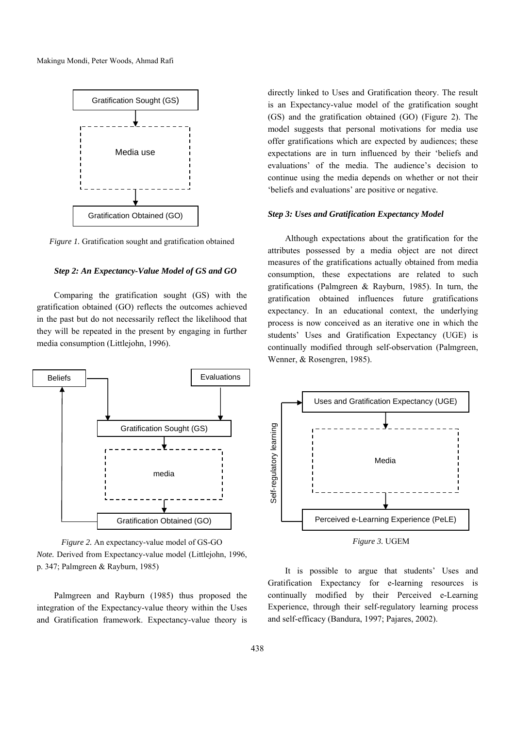*Figure 1.* Gratification sought and gratification obtained

### *Step 2: An Expectancy-Value Model of GS and GO*

Comparing the gratification sought (GS) with the gratification obtained (GO) reflects the outcomes achieved in the past but do not necessarily reflect the likelihood that they will be repeated in the present by engaging in further media consumption (Littlejohn, 1996).

*Figure 2.* An expectancy-value model of GS-GO
*Note.* Derived from Expectancy-value model (Littlejohn, 1996, p. 347; Palmgreen & Rayburn, 1985)

Palmgreen and Rayburn (1985) thus proposed the integration of the Expectancy-value theory within the Uses and Gratification framework. Expectancy-value theory is directly linked to Uses and Gratification theory. The result is an Expectancy-value model of the gratification sought (GS) and the gratification obtained (GO) (Figure 2). The model suggests that personal motivations for media use offer gratifications which are expected by audiences; these expectations are in turn influenced by their 'beliefs and evaluations' of the media. The audience's decision to continue using the media depends on whether or not their 'beliefs and evaluations' are positive or negative.

### *Step 3: Uses and Gratification Expectancy Model*

Although expectations about the gratification for the attributes possessed by a media object are not direct measures of the gratifications actually obtained from media consumption, these expectations are related to such gratifications (Palmgreen & Rayburn, 1985). In turn, the gratification obtained influences future gratifications expectancy. In an educational context, the underlying process is now conceived as an iterative one in which the students' Uses and Gratification Expectancy (UGE) is continually modified through self-observation (Palmgreen, Wenner, & Rosengren, 1985).

*Figure 3.* UGEM

It is possible to argue that students' Uses and Gratification Expectancy for e-learning resources is continually modified by their Perceived e-Learning Experience, through their self-regulatory learning process and self-efficacy (Bandura, 1997; Pajares, 2002).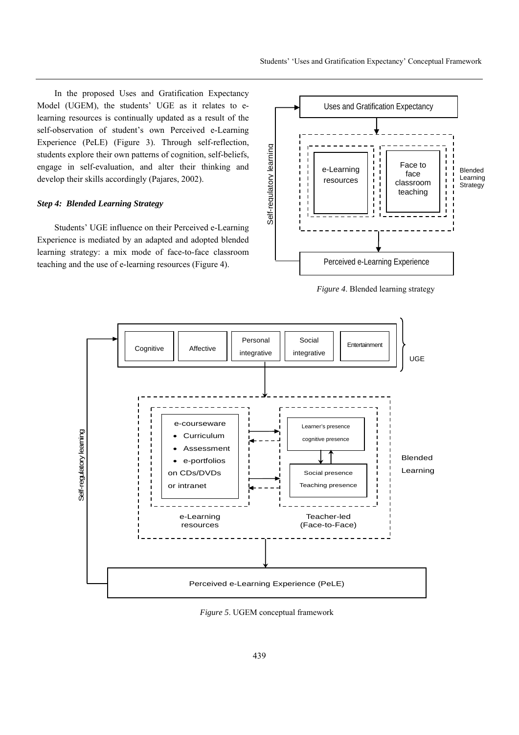In the proposed Uses and Gratification Expectancy Model (UGEM), the students' UGE as it relates to e-learning resources is continually updated as a result of the self-observation of student's own Perceived e-Learning Experience (PeLE) (Figure 3). Through self-reflection, students explore their own patterns of cognition, self-beliefs, engage in self-evaluation, and alter their thinking and develop their skills accordingly (Pajares, 2002).

### *Step 4: Blended Learning Strategy*

Students' UGE influence on their Perceived e-Learning Experience is mediated by an adapted and adopted blended learning strategy: a mix mode of face-to-face classroom teaching and the use of e-learning resources (Figure 4).

*Figure 4*. Blended learning strategy

*Figure 5*. UGEM conceptual framework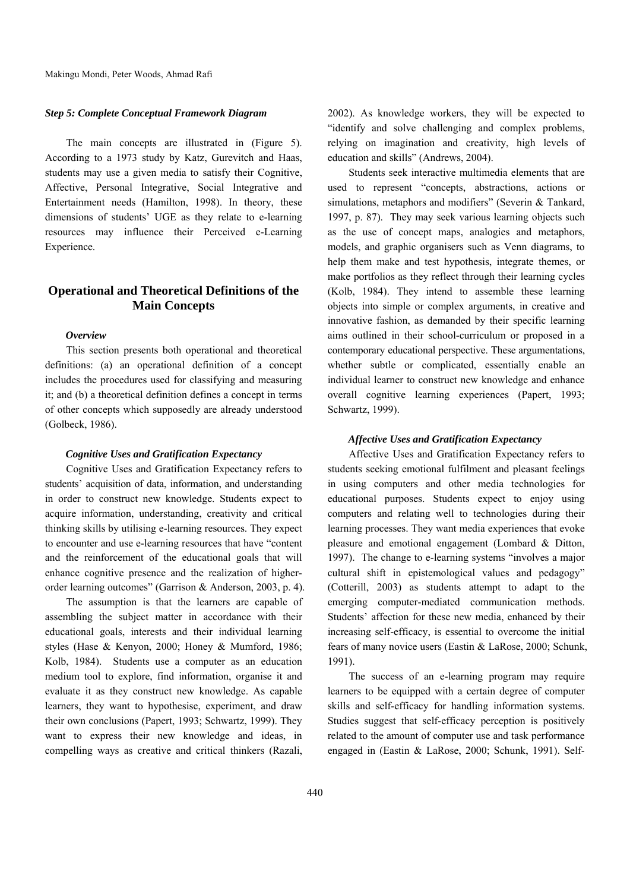### *Step 5: Complete Conceptual Framework Diagram*

The main concepts are illustrated in (Figure 5). According to a 1973 study by Katz, Gurevitch and Haas, students may use a given media to satisfy their Cognitive, Affective, Personal Integrative, Social Integrative and Entertainment needs (Hamilton, 1998). In theory, these dimensions of students' UGE as they relate to e-learning resources may influence their Perceived e-Learning Experience.

## Operational and Theoretical Definitions of the Main Concepts

### *Overview*

This section presents both operational and theoretical definitions: (a) an operational definition of a concept includes the procedures used for classifying and measuring it; and (b) a theoretical definition defines a concept in terms of other concepts which supposedly are already understood (Golbeck, 1986).

### *Cognitive Uses and Gratification Expectancy*

Cognitive Uses and Gratification Expectancy refers to students' acquisition of data, information, and understanding in order to construct new knowledge. Students expect to acquire information, understanding, creativity and critical thinking skills by utilising e-learning resources. They expect to encounter and use e-learning resources that have "content and the reinforcement of the educational goals that will enhance cognitive presence and the realization of higher-order learning outcomes" (Garrison & Anderson, 2003, p. 4).

The assumption is that the learners are capable of assembling the subject matter in accordance with their educational goals, interests and their individual learning styles (Hase & Kenyon, 2000; Honey & Mumford, 1986; Kolb, 1984). Students use a computer as an education medium tool to explore, find information, organise it and evaluate it as they construct new knowledge. As capable learners, they want to hypothesise, experiment, and draw their own conclusions (Papert, 1993; Schwartz, 1999). They want to express their new knowledge and ideas, in compelling ways as creative and critical thinkers (Razali, 2002). As knowledge workers, they will be expected to "identify and solve challenging and complex problems, relying on imagination and creativity, high levels of education and skills" (Andrews, 2004).

Students seek interactive multimedia elements that are used to represent "concepts, abstractions, actions or simulations, metaphors and modifiers" (Severin & Tankard, 1997, p. 87). They may seek various learning objects such as the use of concept maps, analogies and metaphors, models, and graphic organisers such as Venn diagrams, to help them make and test hypothesis, integrate themes, or make portfolios as they reflect through their learning cycles (Kolb, 1984). They intend to assemble these learning objects into simple or complex arguments, in creative and innovative fashion, as demanded by their specific learning aims outlined in their school-curriculum or proposed in a contemporary educational perspective. These argumentations, whether subtle or complicated, essentially enable an individual learner to construct new knowledge and enhance overall cognitive learning experiences (Papert, 1993; Schwartz, 1999).

### *Affective Uses and Gratification Expectancy*

Affective Uses and Gratification Expectancy refers to students seeking emotional fulfilment and pleasant feelings in using computers and other media technologies for educational purposes. Students expect to enjoy using computers and relating well to technologies during their learning processes. They want media experiences that evoke pleasure and emotional engagement (Lombard & Ditton, 1997). The change to e-learning systems "involves a major cultural shift in epistemological values and pedagogy" (Cotterill, 2003) as students attempt to adapt to the emerging computer-mediated communication methods. Students' affection for these new media, enhanced by their increasing self-efficacy, is essential to overcome the initial fears of many novice users (Eastin & LaRose, 2000; Schunk, 1991).

The success of an e-learning program may require learners to be equipped with a certain degree of computer skills and self-efficacy for handling information systems. Studies suggest that self-efficacy perception is positively related to the amount of computer use and task performance engaged in (Eastin & LaRose, 2000; Schunk, 1991). Self-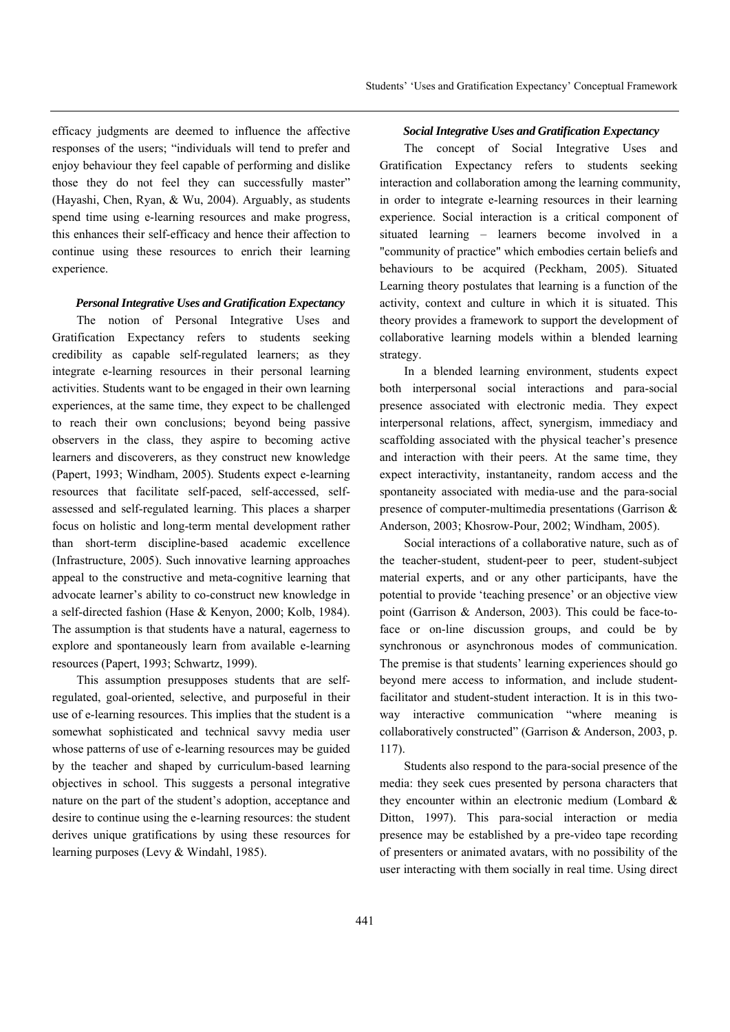efficacy judgments are deemed to influence the affective responses of the users; "individuals will tend to prefer and enjoy behaviour they feel capable of performing and dislike those they do not feel they can successfully master" (Hayashi, Chen, Ryan, & Wu, 2004). Arguably, as students spend time using e-learning resources and make progress, this enhances their self-efficacy and hence their affection to continue using these resources to enrich their learning experience.

#### *Personal Integrative Uses and Gratification Expectancy*

The notion of Personal Integrative Uses and Gratification Expectancy refers to students seeking credibility as capable self-regulated learners; as they integrate e-learning resources in their personal learning activities. Students want to be engaged in their own learning experiences, at the same time, they expect to be challenged to reach their own conclusions; beyond being passive observers in the class, they aspire to becoming active learners and discoverers, as they construct new knowledge (Papert, 1993; Windham, 2005). Students expect e-learning resources that facilitate self-paced, self-accessed, self-assessed and self-regulated learning. This places a sharper focus on holistic and long-term mental development rather than short-term discipline-based academic excellence (Infrastructure, 2005). Such innovative learning approaches appeal to the constructive and meta-cognitive learning that advocate learner's ability to co-construct new knowledge in a self-directed fashion (Hase & Kenyon, 2000; Kolb, 1984). The assumption is that students have a natural, eagerness to explore and spontaneously learn from available e-learning resources (Papert, 1993; Schwartz, 1999).

This assumption presupposes students that are self-regulated, goal-oriented, selective, and purposeful in their use of e-learning resources. This implies that the student is a somewhat sophisticated and technical savvy media user whose patterns of use of e-learning resources may be guided by the teacher and shaped by curriculum-based learning objectives in school. This suggests a personal integrative nature on the part of the student's adoption, acceptance and desire to continue using the e-learning resources: the student derives unique gratifications by using these resources for learning purposes (Levy & Windahl, 1985).

#### *Social Integrative Uses and Gratification Expectancy*

The concept of Social Integrative Uses and Gratification Expectancy refers to students seeking interaction and collaboration among the learning community, in order to integrate e-learning resources in their learning experience. Social interaction is a critical component of situated learning – learners become involved in a "community of practice" which embodies certain beliefs and behaviours to be acquired (Peckham, 2005). Situated Learning theory postulates that learning is a function of the activity, context and culture in which it is situated. This theory provides a framework to support the development of collaborative learning models within a blended learning strategy.

In a blended learning environment, students expect both interpersonal social interactions and para-social presence associated with electronic media. They expect interpersonal relations, affect, synergism, immediacy and scaffolding associated with the physical teacher's presence and interaction with their peers. At the same time, they expect interactivity, instantaneity, random access and the spontaneity associated with media-use and the para-social presence of computer-multimedia presentations (Garrison & Anderson, 2003; Khosrow-Pour, 2002; Windham, 2005).

Social interactions of a collaborative nature, such as of the teacher-student, student-peer to peer, student-subject material experts, and or any other participants, have the potential to provide 'teaching presence' or an objective view point (Garrison & Anderson, 2003). This could be face-to-face or on-line discussion groups, and could be by synchronous or asynchronous modes of communication. The premise is that students' learning experiences should go beyond mere access to information, and include student-facilitator and student-student interaction. It is in this two-way interactive communication "where meaning is collaboratively constructed" (Garrison & Anderson, 2003, p. 117).

Students also respond to the para-social presence of the media: they seek cues presented by persona characters that they encounter within an electronic medium (Lombard & Ditton, 1997). This para-social interaction or media presence may be established by a pre-video tape recording of presenters or animated avatars, with no possibility of the user interacting with them socially in real time. Using direct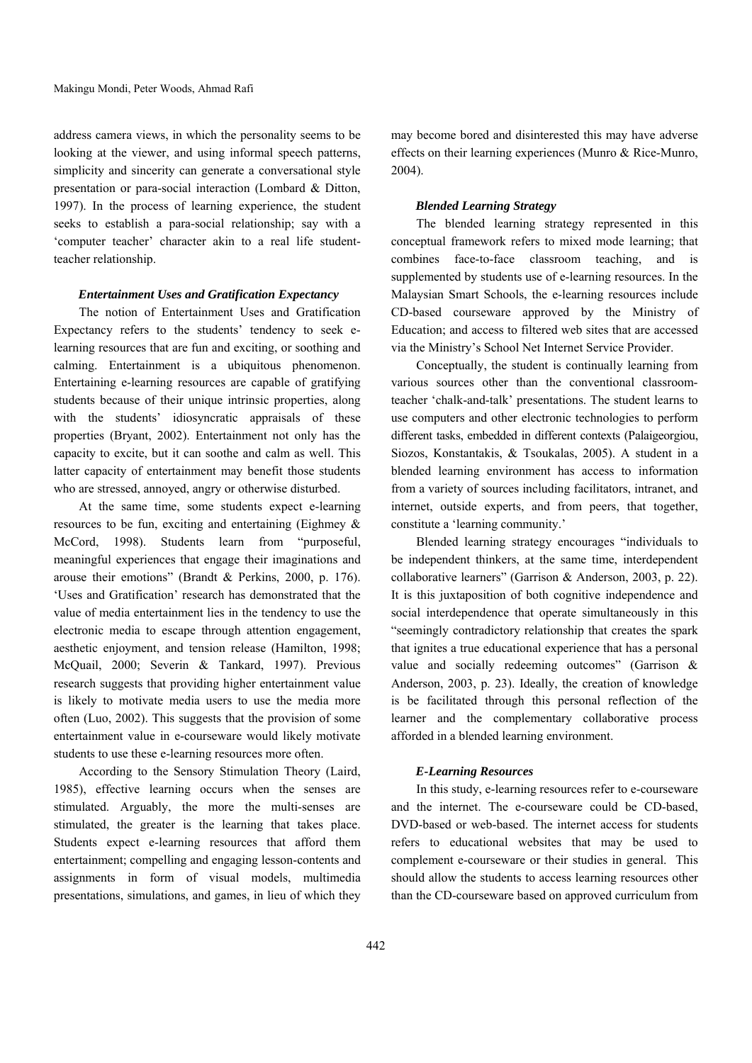address camera views, in which the personality seems to be looking at the viewer, and using informal speech patterns, simplicity and sincerity can generate a conversational style presentation or para-social interaction (Lombard & Ditton, 1997). In the process of learning experience, the student seeks to establish a para-social relationship; say with a 'computer teacher' character akin to a real life student-teacher relationship.

#### *Entertainment Uses and Gratification Expectancy*

The notion of Entertainment Uses and Gratification Expectancy refers to the students' tendency to seek e-learning resources that are fun and exciting, or soothing and calming. Entertainment is a ubiquitous phenomenon. Entertaining e-learning resources are capable of gratifying students because of their unique intrinsic properties, along with the students' idiosyncratic appraisals of these properties (Bryant, 2002). Entertainment not only has the capacity to excite, but it can soothe and calm as well. This latter capacity of entertainment may benefit those students who are stressed, annoyed, angry or otherwise disturbed.

At the same time, some students expect e-learning resources to be fun, exciting and entertaining (Eighmey & McCord, 1998). Students learn from "purposeful, meaningful experiences that engage their imaginations and arouse their emotions" (Brandt & Perkins, 2000, p. 176). 'Uses and Gratification' research has demonstrated that the value of media entertainment lies in the tendency to use the electronic media to escape through attention engagement, aesthetic enjoyment, and tension release (Hamilton, 1998; McQuail, 2000; Severin & Tankard, 1997). Previous research suggests that providing higher entertainment value is likely to motivate media users to use the media more often (Luo, 2002). This suggests that the provision of some entertainment value in e-courseware would likely motivate students to use these e-learning resources more often.

According to the Sensory Stimulation Theory (Laird, 1985), effective learning occurs when the senses are stimulated. Arguably, the more the multi-senses are stimulated, the greater is the learning that takes place. Students expect e-learning resources that afford them entertainment; compelling and engaging lesson-contents and assignments in form of visual models, multimedia presentations, simulations, and games, in lieu of which they may become bored and disinterested this may have adverse effects on their learning experiences (Munro & Rice-Munro, 2004).

#### *Blended Learning Strategy*

The blended learning strategy represented in this conceptual framework refers to mixed mode learning; that combines face-to-face classroom teaching, and is supplemented by students use of e-learning resources. In the Malaysian Smart Schools, the e-learning resources include CD-based courseware approved by the Ministry of Education; and access to filtered web sites that are accessed via the Ministry's School Net Internet Service Provider.

Conceptually, the student is continually learning from various sources other than the conventional classroom-teacher 'chalk-and-talk' presentations. The student learns to use computers and other electronic technologies to perform different tasks, embedded in different contexts (Palaigeorgiou, Siozos, Konstantakis, & Tsoukalas, 2005). A student in a blended learning environment has access to information from a variety of sources including facilitators, intranet, and internet, outside experts, and from peers, that together, constitute a 'learning community.'

Blended learning strategy encourages "individuals to be independent thinkers, at the same time, interdependent collaborative learners" (Garrison & Anderson, 2003, p. 22). It is this juxtaposition of both cognitive independence and social interdependence that operate simultaneously in this "seemingly contradictory relationship that creates the spark that ignites a true educational experience that has a personal value and socially redeeming outcomes" (Garrison & Anderson, 2003, p. 23). Ideally, the creation of knowledge is be facilitated through this personal reflection of the learner and the complementary collaborative process afforded in a blended learning environment.

#### *E-Learning Resources*

In this study, e-learning resources refer to e-courseware and the internet. The e-courseware could be CD-based, DVD-based or web-based. The internet access for students refers to educational websites that may be used to complement e-courseware or their studies in general. This should allow the students to access learning resources other than the CD-courseware based on approved curriculum from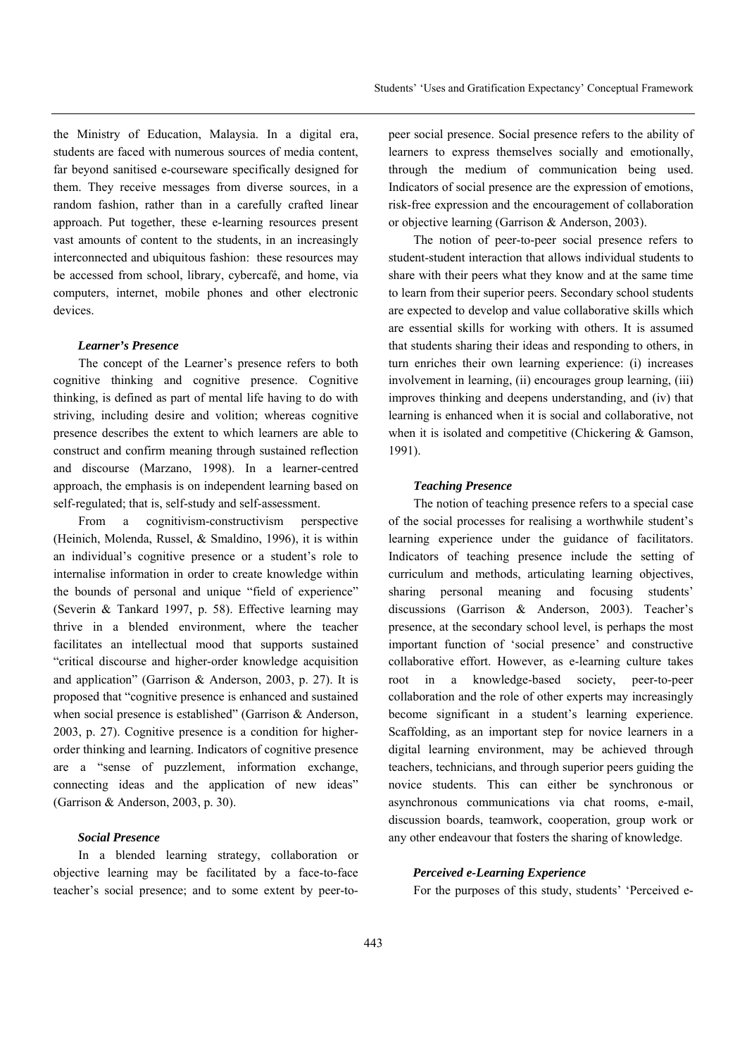the Ministry of Education, Malaysia. In a digital era, students are faced with numerous sources of media content, far beyond sanitised e-courseware specifically designed for them. They receive messages from diverse sources, in a random fashion, rather than in a carefully crafted linear approach. Put together, these e-learning resources present vast amounts of content to the students, in an increasingly interconnected and ubiquitous fashion: these resources may be accessed from school, library, cybercafé, and home, via computers, internet, mobile phones and other electronic devices.

#### *Learner's Presence*

The concept of the Learner's presence refers to both cognitive thinking and cognitive presence. Cognitive thinking, is defined as part of mental life having to do with striving, including desire and volition; whereas cognitive presence describes the extent to which learners are able to construct and confirm meaning through sustained reflection and discourse (Marzano, 1998). In a learner-centred approach, the emphasis is on independent learning based on self-regulated; that is, self-study and self-assessment.

From a cognitivism-constructivism perspective (Heinich, Molenda, Russel, & Smaldino, 1996), it is within an individual's cognitive presence or a student's role to internalise information in order to create knowledge within the bounds of personal and unique "field of experience" (Severin & Tankard 1997, p. 58). Effective learning may thrive in a blended environment, where the teacher facilitates an intellectual mood that supports sustained "critical discourse and higher-order knowledge acquisition and application" (Garrison & Anderson, 2003, p. 27). It is proposed that "cognitive presence is enhanced and sustained when social presence is established" (Garrison & Anderson, 2003, p. 27). Cognitive presence is a condition for higher-order thinking and learning. Indicators of cognitive presence are a "sense of puzzlement, information exchange, connecting ideas and the application of new ideas" (Garrison & Anderson, 2003, p. 30).

#### *Social Presence*

In a blended learning strategy, collaboration or objective learning may be facilitated by a face-to-face teacher's social presence; and to some extent by peer-to-peer social presence. Social presence refers to the ability of learners to express themselves socially and emotionally, through the medium of communication being used. Indicators of social presence are the expression of emotions, risk-free expression and the encouragement of collaboration or objective learning (Garrison & Anderson, 2003).

The notion of peer-to-peer social presence refers to student-student interaction that allows individual students to share with their peers what they know and at the same time to learn from their superior peers. Secondary school students are expected to develop and value collaborative skills which are essential skills for working with others. It is assumed that students sharing their ideas and responding to others, in turn enriches their own learning experience: (i) increases involvement in learning, (ii) encourages group learning, (iii) improves thinking and deepens understanding, and (iv) that learning is enhanced when it is social and collaborative, not when it is isolated and competitive (Chickering & Gamson, 1991).

#### *Teaching Presence*

The notion of teaching presence refers to a special case of the social processes for realising a worthwhile student's learning experience under the guidance of facilitators. Indicators of teaching presence include the setting of curriculum and methods, articulating learning objectives, sharing personal meaning and focusing students' discussions (Garrison & Anderson, 2003). Teacher's presence, at the secondary school level, is perhaps the most important function of 'social presence' and constructive collaborative effort. However, as e-learning culture takes root in a knowledge-based society, peer-to-peer collaboration and the role of other experts may increasingly become significant in a student's learning experience. Scaffolding, as an important step for novice learners in a digital learning environment, may be achieved through teachers, technicians, and through superior peers guiding the novice students. This can either be synchronous or asynchronous communications via chat rooms, e-mail, discussion boards, teamwork, cooperation, group work or any other endeavour that fosters the sharing of knowledge.

#### *Perceived e-Learning Experience*

For the purposes of this study, students' 'Perceived e-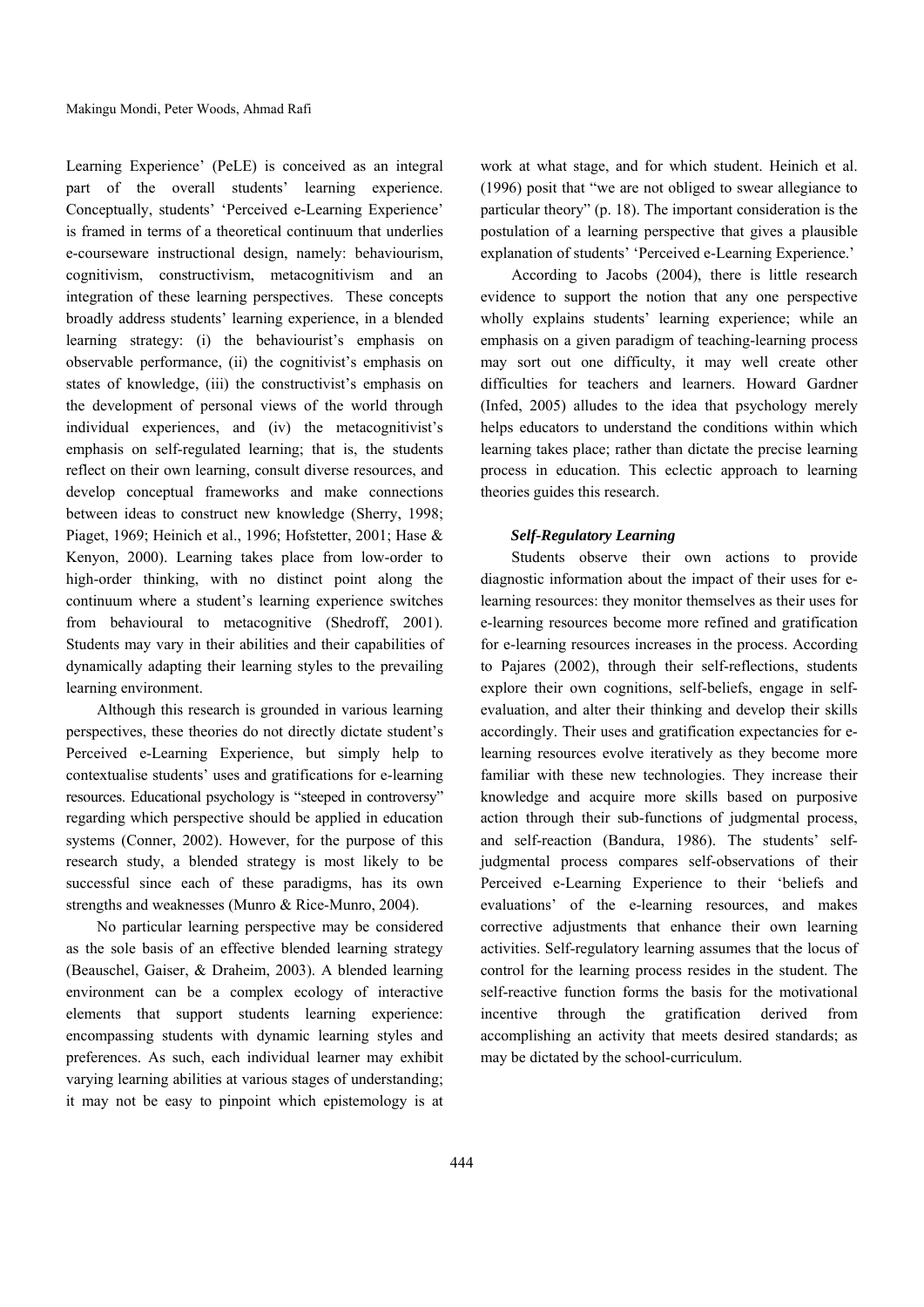Learning Experience' (PeLE) is conceived as an integral part of the overall students' learning experience. Conceptually, students' 'Perceived e-Learning Experience' is framed in terms of a theoretical continuum that underlies e-courseware instructional design, namely: behaviourism, cognitivism, constructivism, metacognitivism and an integration of these learning perspectives. These concepts broadly address students' learning experience, in a blended learning strategy: (i) the behaviourist's emphasis on observable performance, (ii) the cognitivist's emphasis on states of knowledge, (iii) the constructivist's emphasis on the development of personal views of the world through individual experiences, and (iv) the metacognitivist's emphasis on self-regulated learning; that is, the students reflect on their own learning, consult diverse resources, and develop conceptual frameworks and make connections between ideas to construct new knowledge (Sherry, 1998; Piaget, 1969; Heinich et al., 1996; Hofstetter, 2001; Hase & Kenyon, 2000). Learning takes place from low-order to high-order thinking, with no distinct point along the continuum where a student's learning experience switches from behavioural to metacognitive (Shedroff, 2001). Students may vary in their abilities and their capabilities of dynamically adapting their learning styles to the prevailing learning environment.

Although this research is grounded in various learning perspectives, these theories do not directly dictate student's Perceived e-Learning Experience, but simply help to contextualise students' uses and gratifications for e-learning resources. Educational psychology is "steeped in controversy" regarding which perspective should be applied in education systems (Conner, 2002). However, for the purpose of this research study, a blended strategy is most likely to be successful since each of these paradigms, has its own strengths and weaknesses (Munro & Rice-Munro, 2004).

No particular learning perspective may be considered as the sole basis of an effective blended learning strategy (Beauschel, Gaiser, & Draheim, 2003). A blended learning environment can be a complex ecology of interactive elements that support students learning experience: encompassing students with dynamic learning styles and preferences. As such, each individual learner may exhibit varying learning abilities at various stages of understanding; it may not be easy to pinpoint which epistemology is at work at what stage, and for which student. Heinich et al. (1996) posit that "we are not obliged to swear allegiance to particular theory" (p. 18). The important consideration is the postulation of a learning perspective that gives a plausible explanation of students' 'Perceived e-Learning Experience.'

According to Jacobs (2004), there is little research evidence to support the notion that any one perspective wholly explains students' learning experience; while an emphasis on a given paradigm of teaching-learning process may sort out one difficulty, it may well create other difficulties for teachers and learners. Howard Gardner (Infed, 2005) alludes to the idea that psychology merely helps educators to understand the conditions within which learning takes place; rather than dictate the precise learning process in education. This eclectic approach to learning theories guides this research.

### *Self-Regulatory Learning*

Students observe their own actions to provide diagnostic information about the impact of their uses for e-learning resources: they monitor themselves as their uses for e-learning resources become more refined and gratification for e-learning resources increases in the process. According to Pajares (2002), through their self-reflections, students explore their own cognitions, self-beliefs, engage in self-evaluation, and alter their thinking and develop their skills accordingly. Their uses and gratification expectancies for e-learning resources evolve iteratively as they become more familiar with these new technologies. They increase their knowledge and acquire more skills based on purposive action through their sub-functions of judgmental process, and self-reaction (Bandura, 1986). The students' self-judgmental process compares self-observations of their Perceived e-Learning Experience to their 'beliefs and evaluations' of the e-learning resources, and makes corrective adjustments that enhance their own learning activities. Self-regulatory learning assumes that the locus of control for the learning process resides in the student. The self-reactive function forms the basis for the motivational incentive through the gratification derived from accomplishing an activity that meets desired standards; as may be dictated by the school-curriculum.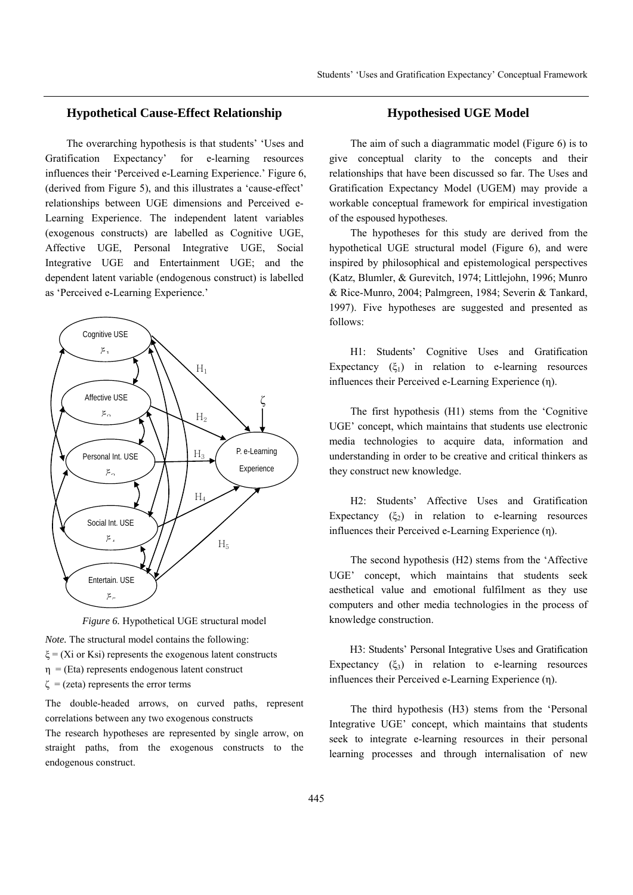## Hypothetical Cause-Effect Relationship

The overarching hypothesis is that students' 'Uses and Gratification Expectancy' for e-learning resources influences their 'Perceived e-Learning Experience.' Figure 6, (derived from Figure 5), and this illustrates a 'cause-effect' relationships between UGE dimensions and Perceived e-Learning Experience. The independent latent variables (exogenous constructs) are labelled as Cognitive UGE, Affective UGE, Personal Integrative UGE, Social Integrative UGE and Entertainment UGE; and the dependent latent variable (endogenous construct) is labelled as 'Perceived e-Learning Experience.'

*Figure 6.* Hypothetical UGE structural model

*Note.* The structural model contains the following:

$\xi$ = (Xi or Ksi) represents the exogenous latent constructs

$\eta$ = (Eta) represents endogenous latent construct

$\zeta$ = (zeta) represents the error terms

The double-headed arrows, on curved paths, represent correlations between any two exogenous constructs

The research hypotheses are represented by single arrow, on straight paths, from the exogenous constructs to the endogenous construct.

## Hypothesised UGE Model

The aim of such a diagrammatic model (Figure 6) is to give conceptual clarity to the concepts and their relationships that have been discussed so far. The Uses and Gratification Expectancy Model (UGEM) may provide a workable conceptual framework for empirical investigation of the espoused hypotheses.

The hypotheses for this study are derived from the hypothetical UGE structural model (Figure 6), and were inspired by philosophical and epistemological perspectives (Katz, Blumler, & Gurevitch, 1974; Littlejohn, 1996; Munro & Rice-Munro, 2004; Palmgreen, 1984; Severin & Tankard, 1997). Five hypotheses are suggested and presented as follows:

H1: Students' Cognitive Uses and Gratification Expectancy ($\xi_1$) in relation to e-learning resources influences their Perceived e-Learning Experience ($\eta$).

The first hypothesis (H1) stems from the 'Cognitive UGE' concept, which maintains that students use electronic media technologies to acquire data, information and understanding in order to be creative and critical thinkers as they construct new knowledge.

H2: Students' Affective Uses and Gratification Expectancy ($\xi_2$) in relation to e-learning resources influences their Perceived e-Learning Experience ($\eta$).

The second hypothesis (H2) stems from the 'Affective UGE' concept, which maintains that students seek aesthetical value and emotional fulfilment as they use computers and other media technologies in the process of knowledge construction.

H3: Students' Personal Integrative Uses and Gratification Expectancy ($\xi_3$) in relation to e-learning resources influences their Perceived e-Learning Experience ($\eta$).

The third hypothesis (H3) stems from the 'Personal Integrative UGE' concept, which maintains that students seek to integrate e-learning resources in their personal learning processes and through internalisation of new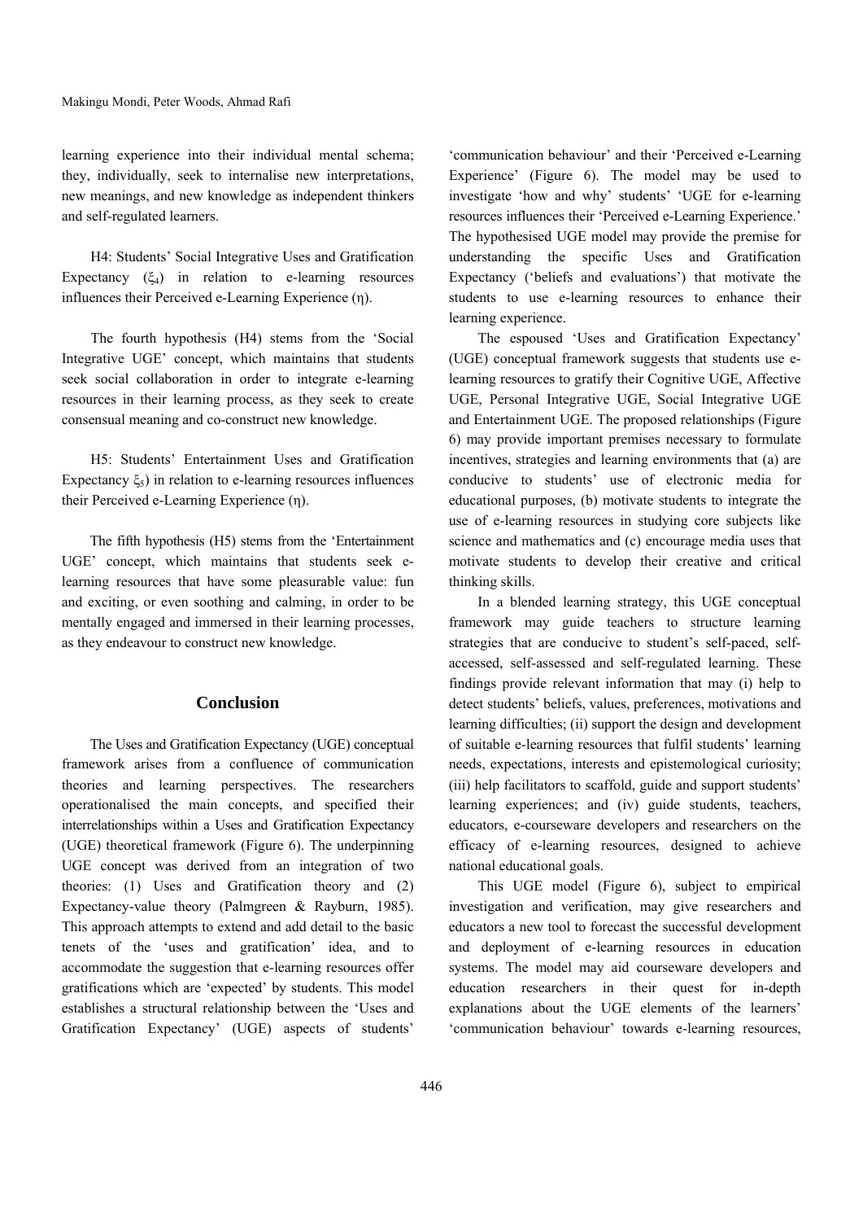learning experience into their individual mental schema; they, individually, seek to internalise new interpretations, new meanings, and new knowledge as independent thinkers and self-regulated learners.

H4: Students' Social Integrative Uses and Gratification Expectancy ($\xi_4$) in relation to e-learning resources influences their Perceived e-Learning Experience ($\eta$).

The fourth hypothesis (H4) stems from the 'Social Integrative UGE' concept, which maintains that students seek social collaboration in order to integrate e-learning resources in their learning process, as they seek to create consensual meaning and co-construct new knowledge.

H5: Students' Entertainment Uses and Gratification Expectancy $\xi_5$) in relation to e-learning resources influences their Perceived e-Learning Experience ($\eta$).

The fifth hypothesis (H5) stems from the 'Entertainment UGE' concept, which maintains that students seek e-learning resources that have some pleasurable value: fun and exciting, or even soothing and calming, in order to be mentally engaged and immersed in their learning processes, as they endeavour to construct new knowledge.

## Conclusion

The Uses and Gratification Expectancy (UGE) conceptual framework arises from a confluence of communication theories and learning perspectives. The researchers operationalised the main concepts, and specified their interrelationships within a Uses and Gratification Expectancy (UGE) theoretical framework (Figure 6). The underpinning UGE concept was derived from an integration of two theories: (1) Uses and Gratification theory and (2) Expectancy-value theory (Palmgreen & Rayburn, 1985). This approach attempts to extend and add detail to the basic tenets of the 'uses and gratification' idea, and to accommodate the suggestion that e-learning resources offer gratifications which are 'expected' by students. This model establishes a structural relationship between the 'Uses and Gratification Expectancy' (UGE) aspects of students' 'communication behaviour' and their 'Perceived e-Learning Experience' (Figure 6). The model may be used to investigate 'how and why' students' 'UGE for e-learning resources influences their 'Perceived e-Learning Experience.' The hypothesised UGE model may provide the premise for understanding the specific Uses and Gratification Expectancy ('beliefs and evaluations') that motivate the students to use e-learning resources to enhance their learning experience.

The espoused 'Uses and Gratification Expectancy' (UGE) conceptual framework suggests that students use e-learning resources to gratify their Cognitive UGE, Affective UGE, Personal Integrative UGE, Social Integrative UGE and Entertainment UGE. The proposed relationships (Figure 6) may provide important premises necessary to formulate incentives, strategies and learning environments that (a) are conducive to students' use of electronic media for educational purposes, (b) motivate students to integrate the use of e-learning resources in studying core subjects like science and mathematics and (c) encourage media uses that motivate students to develop their creative and critical thinking skills.

In a blended learning strategy, this UGE conceptual framework may guide teachers to structure learning strategies that are conducive to student's self-paced, self-accessed, self-assessed and self-regulated learning. These findings provide relevant information that may (i) help to detect students' beliefs, values, preferences, motivations and learning difficulties; (ii) support the design and development of suitable e-learning resources that fulfil students' learning needs, expectations, interests and epistemological curiosity; (iii) help facilitators to scaffold, guide and support students' learning experiences; and (iv) guide students, teachers, educators, e-courseware developers and researchers on the efficacy of e-learning resources, designed to achieve national educational goals.

This UGE model (Figure 6), subject to empirical investigation and verification, may give researchers and educators a new tool to forecast the successful development and deployment of e-learning resources in education systems. The model may aid courseware developers and education researchers in their quest for in-depth explanations about the UGE elements of the learners' 'communication behaviour' towards e-learning resources,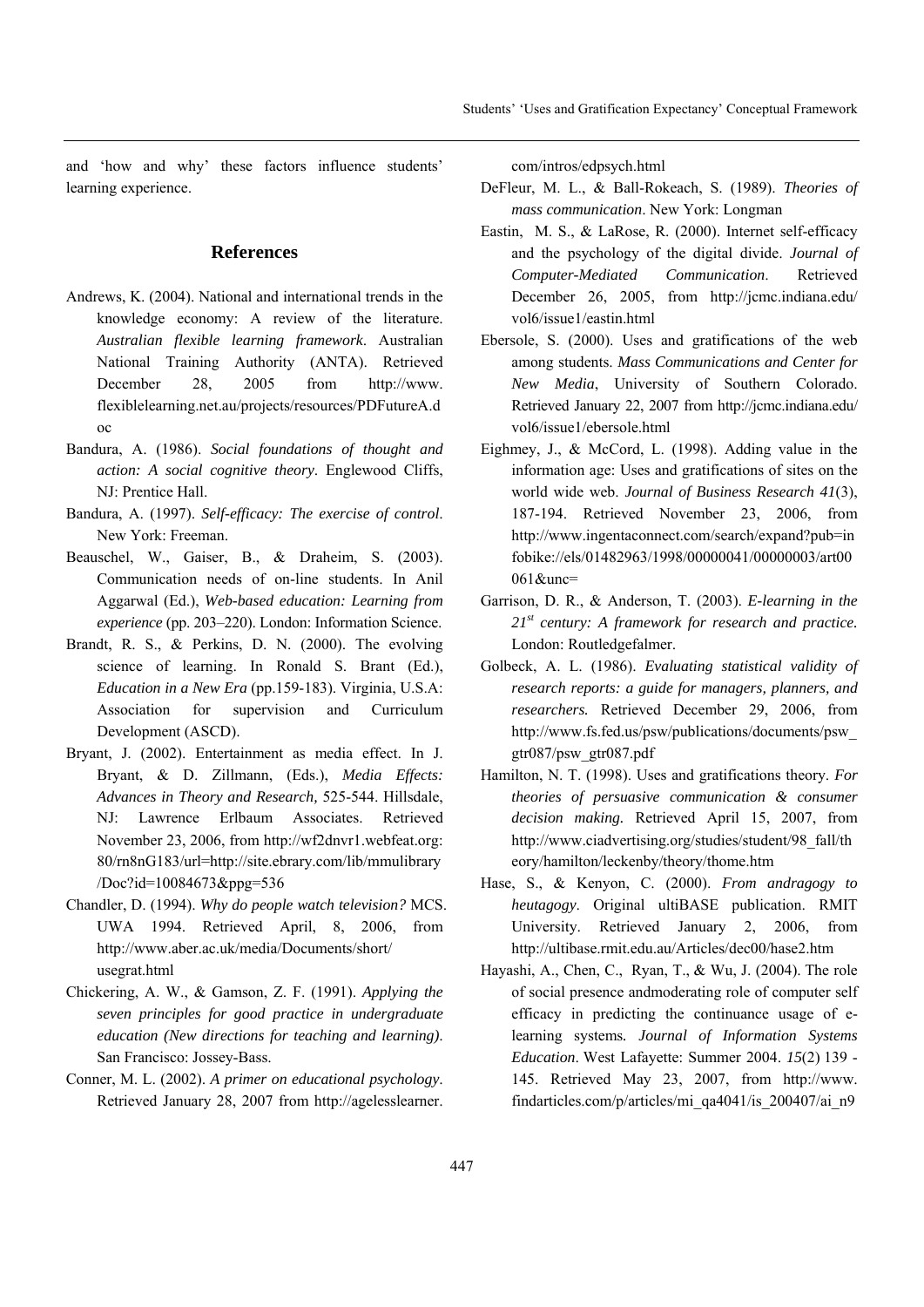and 'how and why' these factors influence students' learning experience.

## References

Andrews, K. (2004). National and international trends in the knowledge economy: A review of the literature. *Australian flexible learning framework*. Australian National Training Authority (ANTA). Retrieved December 28, 2005 from http://www.flexiblelearning.net.au/projects/resources/PDFutureA.doc

Bandura, A. (1986). *Social foundations of thought and action: A social cognitive theory*. Englewood Cliffs, NJ: Prentice Hall.

Bandura, A. (1997). *Self-efficacy: The exercise of control*. New York: Freeman.

Beauschel, W., Gaiser, B., & Draheim, S. (2003). Communication needs of on-line students. In Anil Aggarwal (Ed.), *Web-based education: Learning from experience* (pp. 203–220). London: Information Science.

Brandt, R. S., & Perkins, D. N. (2000). The evolving science of learning. In Ronald S. Brant (Ed.), *Education in a New Era* (pp.159-183). Virginia, U.S.A: Association for supervision and Curriculum Development (ASCD).

Bryant, J. (2002). Entertainment as media effect. In J. Bryant, & D. Zillmann, (Eds.), *Media Effects: Advances in Theory and Research,* 525-544. Hillsdale, NJ: Lawrence Erlbaum Associates. Retrieved November 23, 2006, from http://wf2dnvr1.webfeat.org:80/rn8nG183/url=http://site.ebrary.com/lib/mmulibrary/Doc?id=10084673&ppg=536

Chandler, D. (1994). *Why do people watch television?* MCS. UWA 1994. Retrieved April, 8, 2006, from http://www.aber.ac.uk/media/Documents/short/usegrat.html

Chickering, A. W., & Gamson, Z. F. (1991). *Applying the seven principles for good practice in undergraduate education (New directions for teaching and learning)*. San Francisco: Jossey-Bass.

Conner, M. L. (2002). *A primer on educational psychology*. Retrieved January 28, 2007 from http://agelesslearner.com/intros/edpsych.html

DeFleur, M. L., & Ball-Rokeach, S. (1989). *Theories of mass communication*. New York: Longman

Eastin, M. S., & LaRose, R. (2000). Internet self-efficacy and the psychology of the digital divide. *Journal of Computer-Mediated Communication*. Retrieved December 26, 2005, from http://jcmc.indiana.edu/vol6/issue1/eastin.html

Ebersole, S. (2000). Uses and gratifications of the web among students. *Mass Communications and Center for New Media*, University of Southern Colorado. Retrieved January 22, 2007 from http://jcmc.indiana.edu/vol6/issue1/ebersole.html

Eighmey, J., & McCord, L. (1998). Adding value in the information age: Uses and gratifications of sites on the world wide web. *Journal of Business Research 41*(3), 187-194. Retrieved November 23, 2006, from http://www.ingentaconnect.com/search/expand?pub=infobike://els/01482963/1998/00000041/00000003/art00061&unc=

Garrison, D. R., & Anderson, T. (2003). *E-learning in the 21st century: A framework for research and practice.* London: Routledgefalmer.

Golbeck, A. L. (1986). *Evaluating statistical validity of research reports: a guide for managers, planners, and researchers.* Retrieved December 29, 2006, from http://www.fs.fed.us/psw/publications/documents/psw_gtr087/psw_gtr087.pdf

Hamilton, N. T. (1998). Uses and gratifications theory. *For theories of persuasive communication & consumer decision making.* Retrieved April 15, 2007, from http://www.ciadvertising.org/studies/student/98_fall/theory/hamilton/leckenby/theory/thome.htm

Hase, S., & Kenyon, C. (2000). *From andragogy to heutagogy*. Original ultiBASE publication. RMIT University. Retrieved January 2, 2006, from http://ultibase.rmit.edu.au/Articles/dec00/hase2.htm

Hayashi, A., Chen, C., Ryan, T., & Wu, J. (2004). The role of social presence andmoderating role of computer self efficacy in predicting the continuance usage of e-learning systems*. Journal of Information Systems Education*. West Lafayette: Summer 2004. *15*(2) 139 - 145. Retrieved May 23, 2007, from http://www.findarticles.com/p/articles/mi_qa4041/is_200407/ai_n9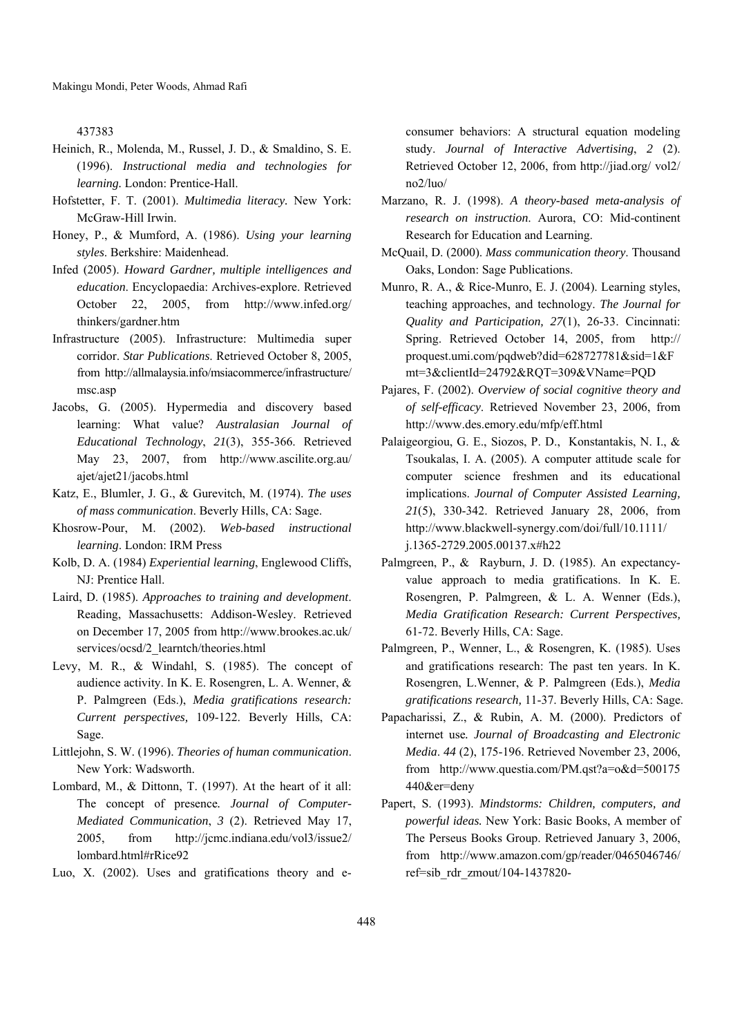437383

Heinich, R., Molenda, M., Russel, J. D., & Smaldino, S. E. (1996). *Instructional media and technologies for learning.* London: Prentice-Hall.

Hofstetter, F. T. (2001). *Multimedia literacy.* New York: McGraw-Hill Irwin.

Honey, P., & Mumford, A. (1986). *Using your learning styles*. Berkshire: Maidenhead.

Infed (2005). *Howard Gardner, multiple intelligences and education.* Encyclopaedia: Archives-explore. Retrieved October 22, 2005, from http://www.infed.org/thinkers/gardner.htm

Infrastructure (2005). Infrastructure: Multimedia super corridor. *Star Publications*. Retrieved October 8, 2005, from http://allmalaysia.info/msiacommerce/infrastructure/msc.asp

Jacobs, G. (2005). Hypermedia and discovery based learning: What value? *Australasian Journal of Educational Technology*, *21*(3), 355-366. Retrieved May 23, 2007, from http://www.ascilite.org.au/ajet/ajet21/jacobs.html

Katz, E., Blumler, J. G., & Gurevitch, M. (1974). *The uses of mass communication*. Beverly Hills, CA: Sage.

Khosrow-Pour, M. (2002). *Web-based instructional learning*. London: IRM Press

Kolb, D. A. (1984) *Experiential learning*, Englewood Cliffs, NJ: Prentice Hall.

Laird, D. (1985). *Approaches to training and development*. Reading, Massachusetts: Addison-Wesley. Retrieved on December 17, 2005 from http://www.brookes.ac.uk/services/ocsd/2_learntch/theories.html

Levy, M. R., & Windahl, S. (1985). The concept of audience activity. In K. E. Rosengren, L. A. Wenner, & P. Palmgreen (Eds.), *Media gratifications research: Current perspectives,* 109-122. Beverly Hills, CA: Sage.

Littlejohn, S. W. (1996). *Theories of human communication*. New York: Wadsworth.

Lombard, M., & Dittonn, T. (1997). At the heart of it all: The concept of presence. *Journal of Computer-Mediated Communication*, *3* (2). Retrieved May 17, 2005, from http://jcmc.indiana.edu/vol3/issue2/lombard.html#rRice92

Luo, X. (2002). Uses and gratifications theory and e-consumer behaviors: A structural equation modeling study. *Journal of Interactive Advertising*, *2* (2). Retrieved October 12, 2006, from http://jiad.org/vol2/no2/luo/

Marzano, R. J. (1998). *A theory-based meta-analysis of research on instruction*. Aurora, CO: Mid-continent Research for Education and Learning.

McQuail, D. (2000). *Mass communication theory*. Thousand Oaks, London: Sage Publications.

Munro, R. A., & Rice-Munro, E. J. (2004). Learning styles, teaching approaches, and technology. *The Journal for Quality and Participation, 27*(1), 26-33. Cincinnati: Spring. Retrieved October 14, 2005, from http://proquest.umi.com/pqdweb?did=628727781&sid=1&Fmt=3&clientId=24792&RQT=309&VName=PQD

Pajares, F. (2002). *Overview of social cognitive theory and of self-efficacy*. Retrieved November 23, 2006, from http://www.des.emory.edu/mfp/eff.html

Palaigeorgiou, G. E., Siozos, P. D., Konstantakis, N. I., & Tsoukalas, I. A. (2005). A computer attitude scale for computer science freshmen and its educational implications. *Journal of Computer Assisted Learning, 21*(5), 330-342. Retrieved January 28, 2006, from http://www.blackwell-synergy.com/doi/full/10.1111/j.1365-2729.2005.00137.x#h22

Palmgreen, P., & Rayburn, J. D. (1985). An expectancy-value approach to media gratifications. In K. E. Rosengren, P. Palmgreen, & L. A. Wenner (Eds.), *Media Gratification Research: Current Perspectives,* 61-72. Beverly Hills, CA: Sage.

Palmgreen, P., Wenner, L., & Rosengren, K. (1985). Uses and gratifications research: The past ten years. In K. Rosengren, L.Wenner, & P. Palmgreen (Eds.), *Media gratifications research,* 11-37. Beverly Hills, CA: Sage.

Papacharissi, Z., & Rubin, A. M. (2000). Predictors of internet use*. Journal of Broadcasting and Electronic Media*. *44* (2), 175-196. Retrieved November 23, 2006, from http://www.questia.com/PM.qst?a=o&d=500175440&er=deny

Papert, S. (1993). *Mindstorms: Children, computers, and powerful ideas.* New York: Basic Books, A member of The Perseus Books Group. Retrieved January 3, 2006, from http://www.amazon.com/gp/reader/0465046746/ref=sib_rdr_zmout/104-1437820-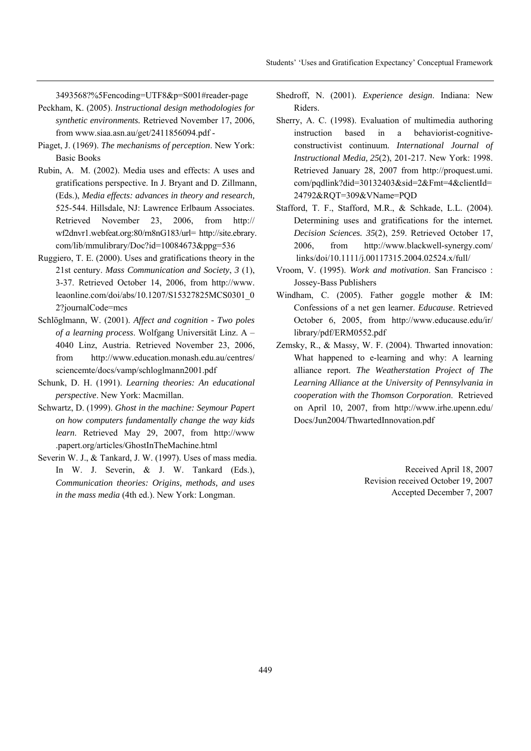3493568?%5Fencoding=UTF8&p=S001#reader-page

Peckham, K. (2005). *Instructional design methodologies for synthetic environments.* Retrieved November 17, 2006, from www.siaa.asn.au/get/2411856094.pdf -

Piaget, J. (1969). *The mechanisms of perception*. New York: Basic Books

Rubin, A. M. (2002). Media uses and effects: A uses and gratifications perspective. In J. Bryant and D. Zillmann, (Eds.), *Media effects: advances in theory and research,* 525-544. Hillsdale, NJ: Lawrence Erlbaum Associates. Retrieved November 23, 2006, from http://wf2dnvr1.webfeat.org:80/rn8nG183/url= http://site.ebrary.com/lib/mmulibrary/Doc?id=10084673&ppg=536

Ruggiero, T. E. (2000). Uses and gratifications theory in the 21st century. *Mass Communication and Society*, *3* (1), 3-37. Retrieved October 14, 2006, from http://www.leaonline.com/doi/abs/10.1207/S15327825MCS0301_02?journalCode=mcs

Schlöglmann, W. (2001). *Affect and cognition - Two poles of a learning process*. Wolfgang Universität Linz. A – 4040 Linz, Austria. Retrieved November 23, 2006, from http://www.education.monash.edu.au/centres/sciencemte/docs/vamp/schloglmann2001.pdf

Schunk, D. H. (1991). *Learning theories: An educational perspective*. New York: Macmillan.

Schwartz, D. (1999). *Ghost in the machine: Seymour Papert on how computers fundamentally change the way kids learn*. Retrieved May 29, 2007, from http://www.papert.org/articles/GhostInTheMachine.html

Severin W. J., & Tankard, J. W. (1997). Uses of mass media. In W. J. Severin, & J. W. Tankard (Eds.), *Communication theories: Origins, methods, and uses in the mass media* (4th ed.). New York: Longman.

Shedroff, N. (2001). *Experience design*. Indiana: New Riders.

Sherry, A. C. (1998). Evaluation of multimedia authoring instruction based in a behaviorist-cognitive-constructivist continuum. *International Journal of Instructional Media, 25*(2), 201-217. New York: 1998. Retrieved January 28, 2007 from http://proquest.umi.com/pqdlink?did=30132403&sid=2&Fmt=4&clientId=24792&RQT=309&VName=PQD

Stafford, T. F., Stafford, M.R., & Schkade, L.L. (2004). Determining uses and gratifications for the internet. *Decision Sciences. 35*(2), 259. Retrieved October 17, 2006, from http://www.blackwell-synergy.com/links/doi/10.1111/j.00117315.2004.02524.x/full/

Vroom, V. (1995). *Work and motivation*. San Francisco : Jossey-Bass Publishers

Windham, C. (2005). Father goggle mother & IM: Confessions of a net gen learner. *Educause*. Retrieved October 6, 2005, from http://www.educause.edu/ir/library/pdf/ERM0552.pdf

Zemsky, R., & Massy, W. F. (2004). Thwarted innovation: What happened to e-learning and why: A learning alliance report. *The Weatherstation Project of The Learning Alliance at the University of Pennsylvania in cooperation with the Thomson Corporation*. Retrieved on April 10, 2007, from http://www.irhe.upenn.edu/Docs/Jun2004/ThwartedInnovation.pdf

Received April 18, 2007
Revision received October 19, 2007
Accepted December 7, 2007